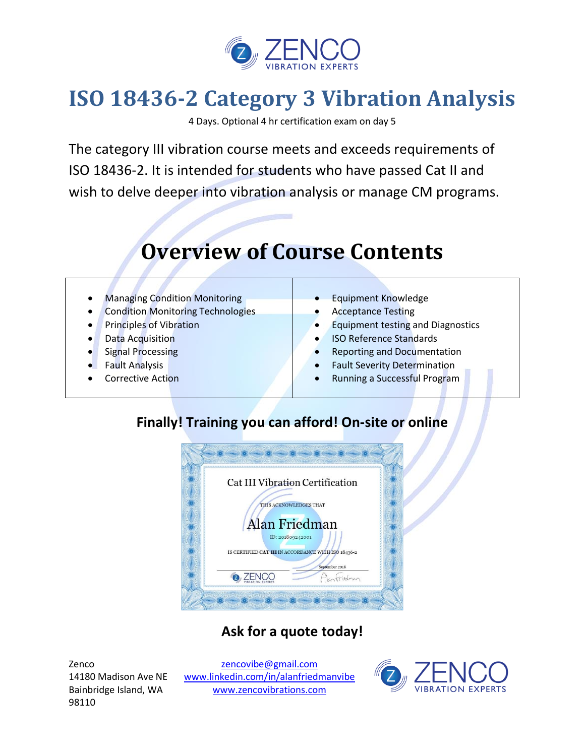# ISO 18436-2 Category 3 Vibration Analysis

4 Days. Optional 4 hr certification exam on day 5

The category III vibration course meets and exceeds requirements of ISO 18436-2. It is intended for students who have passed Cat II and wish to delve deeper into vibration analysis or manage CM programs.

## Overview of Course Contents

| | |
|---|---|
| • Managing Condition Monitoring<br>• Condition Monitoring Technologies<br>• Principles of Vibration<br>• Data Acquisition<br>• Signal Processing<br>• Fault Analysis<br>• Corrective Action | • Equipment Knowledge<br>• Acceptance Testing<br>• Equipment testing and Diagnostics<br>• ISO Reference Standards<br>• Reporting and Documentation<br>• Fault Severity Determination<br>• Running a Successful Program |

**Finally! Training you can afford! On-site or online**

Cat III Vibration Certification

THIS ACKNOWLEDGES THAT

Alan Friedman

ID: 201809242001

IS CERTIFIED CAT III IN ACCORDANCE WITH ISO 18436-2

September 2018

**Ask for a quote today!**

Zenco
14180 Madison Ave NE
Bainbridge Island, WA
98110

zencovibe@gmail.com
www.linkedin.com/in/alanfriedmanvibe
www.zencovibrations.com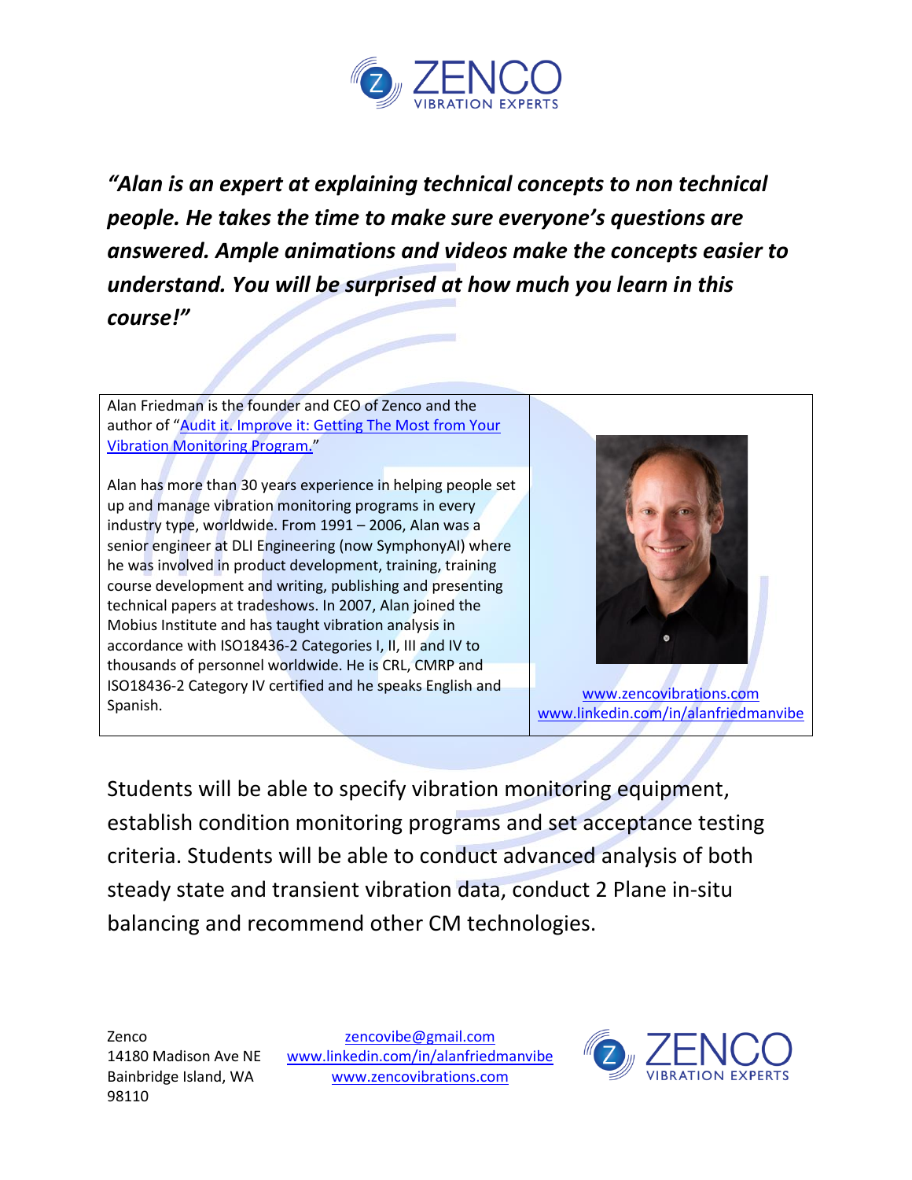***"Alan is an expert at explaining technical concepts to non technical people. He takes the time to make sure everyone's questions are answered. Ample animations and videos make the concepts easier to understand. You will be surprised at how much you learn in this course!"***

| | |
|---|---|
| Alan Friedman is the founder and CEO of Zenco and the author of "[Audit it. Improve it: Getting The Most from Your Vibration Monitoring Program.](#)"<br><br>Alan has more than 30 years experience in helping people set up and manage vibration monitoring programs in every industry type, worldwide. From 1991 – 2006, Alan was a senior engineer at DLI Engineering (now SymphonyAI) where he was involved in product development, training, training course development and writing, publishing and presenting technical papers at tradeshows. In 2007, Alan joined the Mobius Institute and has taught vibration analysis in accordance with ISO18436-2 Categories I, II, III and IV to thousands of personnel worldwide. He is CRL, CMRP and ISO18436-2 Category IV certified and he speaks English and Spanish. | www.zencovibrations.com<br>www.linkedin.com/in/alanfriedmanvibe |

Students will be able to specify vibration monitoring equipment, establish condition monitoring programs and set acceptance testing criteria. Students will be able to conduct advanced analysis of both steady state and transient vibration data, conduct 2 Plane in-situ balancing and recommend other CM technologies.

Zenco
14180 Madison Ave NE
Bainbridge Island, WA
98110

zencovibe@gmail.com
www.linkedin.com/in/alanfriedmanvibe
www.zencovibrations.com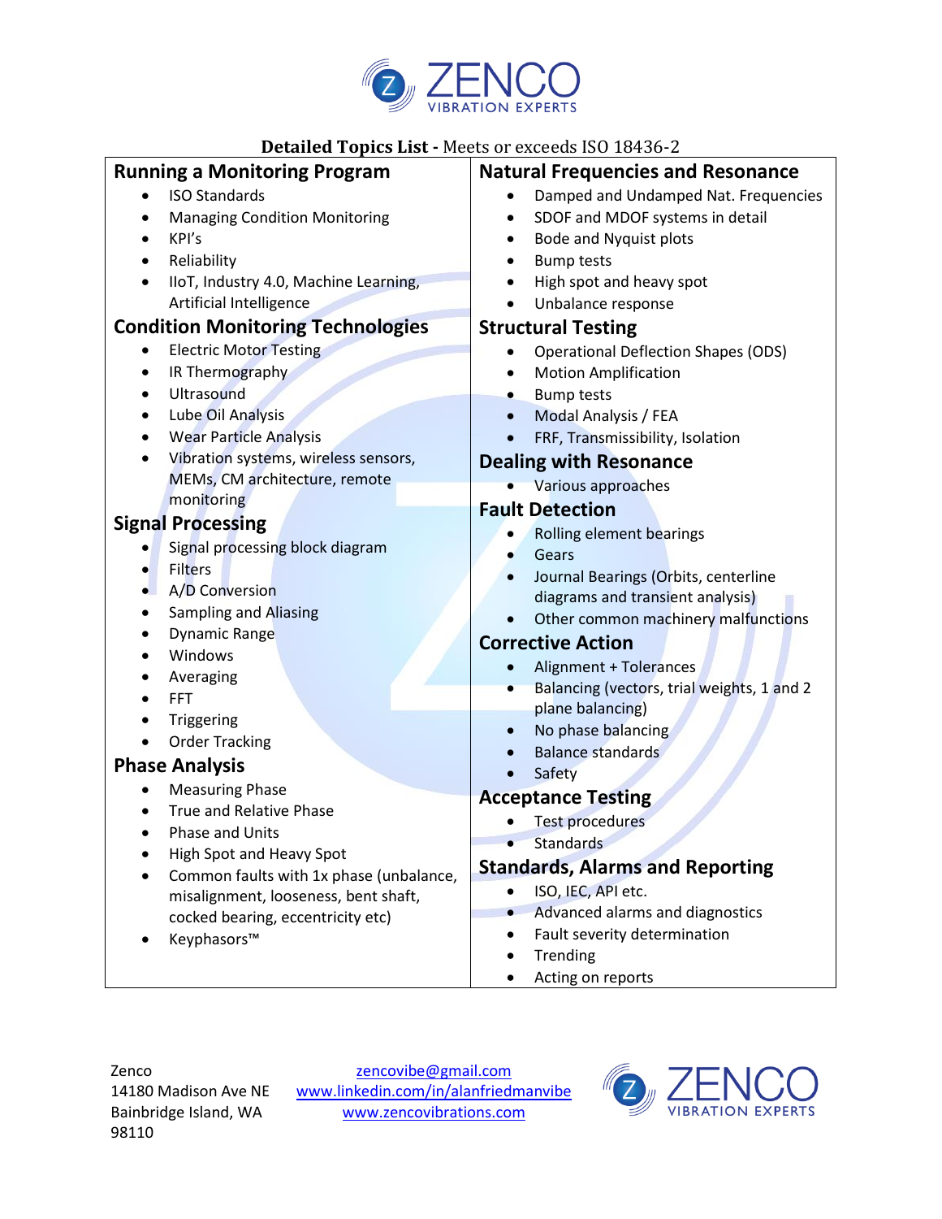# ZENCO VIBRATION EXPERTS

**Detailed Topics List -** Meets or exceeds ISO 18436-2

## Running a Monitoring Program

- ISO Standards
- Managing Condition Monitoring
- KPI's
- Reliability
- IIoT, Industry 4.0, Machine Learning, Artificial Intelligence

## Condition Monitoring Technologies

- Electric Motor Testing
- IR Thermography
- Ultrasound
- Lube Oil Analysis
- Wear Particle Analysis
- Vibration systems, wireless sensors, MEMs, CM architecture, remote monitoring

## Signal Processing

- Signal processing block diagram
- Filters
- A/D Conversion
- Sampling and Aliasing
- Dynamic Range
- Windows
- Averaging
- FFT
- Triggering
- Order Tracking

## Phase Analysis

- Measuring Phase
- True and Relative Phase
- Phase and Units
- High Spot and Heavy Spot
- Common faults with 1x phase (unbalance, misalignment, looseness, bent shaft, cocked bearing, eccentricity etc)
- Keyphasors™

## Natural Frequencies and Resonance

- Damped and Undamped Nat. Frequencies
- SDOF and MDOF systems in detail
- Bode and Nyquist plots
- Bump tests
- High spot and heavy spot
- Unbalance response

## Structural Testing

- Operational Deflection Shapes (ODS)
- Motion Amplification
- Bump tests
- Modal Analysis / FEA
- FRF, Transmissibility, Isolation

## Dealing with Resonance

- Various approaches

## Fault Detection

- Rolling element bearings
- Gears
- Journal Bearings (Orbits, centerline diagrams and transient analysis)
- Other common machinery malfunctions

## Corrective Action

- Alignment + Tolerances
- Balancing (vectors, trial weights, 1 and 2 plane balancing)
- No phase balancing
- Balance standards
- Safety

## Acceptance Testing

- Test procedures
- Standards

## Standards, Alarms and Reporting

- ISO, IEC, API etc.
- Advanced alarms and diagnostics
- Fault severity determination
- Trending
- Acting on reports

Zenco
14180 Madison Ave NE
Bainbridge Island, WA
98110

zencovibe@gmail.com
www.linkedin.com/in/alanfriedmanvibe
www.zencovibrations.com

ZENCO VIBRATION EXPERTS